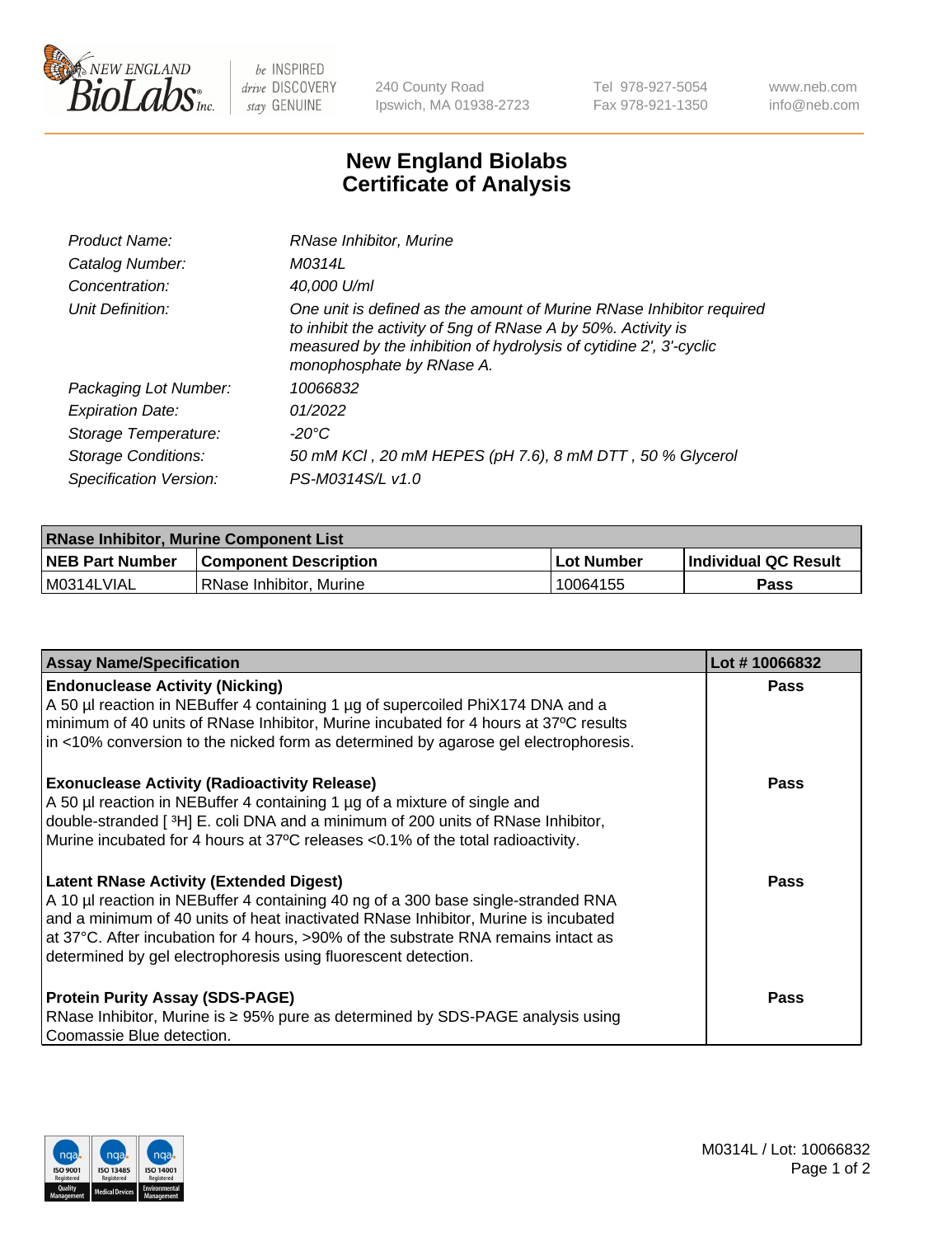# New England Biolabs Certificate of Analysis

| | |
|---|---|
| *Product Name:* | *RNase Inhibitor, Murine* |
| *Catalog Number:* | *M0314L* |
| *Concentration:* | *40,000 U/ml* |
| *Unit Definition:* | *One unit is defined as the amount of Murine RNase Inhibitor required to inhibit the activity of 5ng of RNase A by 50%. Activity is measured by the inhibition of hydrolysis of cytidine 2', 3'-cyclic monophosphate by RNase A.* |
| *Packaging Lot Number:* | *10066832* |
| *Expiration Date:* | *01/2022* |
| *Storage Temperature:* | *-20°C* |
| *Storage Conditions:* | *50 mM KCl , 20 mM HEPES (pH 7.6), 8 mM DTT , 50 % Glycerol* |
| *Specification Version:* | *PS-M0314S/L v1.0* |

| **RNase Inhibitor, Murine Component List** | | | |
|---|---|---|---|
| **NEB Part Number** | **Component Description** | **Lot Number** | **Individual QC Result** |
| M0314LVIAL | RNase Inhibitor, Murine | 10064155 | **Pass** |

| **Assay Name/Specification** | **Lot # 10066832** |
|---|---|
| **Endonuclease Activity (Nicking)**<br>A 50 µl reaction in NEBuffer 4 containing 1 µg of supercoiled PhiX174 DNA and a minimum of 40 units of RNase Inhibitor, Murine incubated for 4 hours at 37ºC results in <10% conversion to the nicked form as determined by agarose gel electrophoresis. | **Pass** |
| **Exonuclease Activity (Radioactivity Release)**<br>A 50 µl reaction in NEBuffer 4 containing 1 µg of a mixture of single and double-stranded [ $^{3}$H] E. coli DNA and a minimum of 200 units of RNase Inhibitor, Murine incubated for 4 hours at 37ºC releases <0.1% of the total radioactivity. | **Pass** |
| **Latent RNase Activity (Extended Digest)**<br>A 10 µl reaction in NEBuffer 4 containing 40 ng of a 300 base single-stranded RNA and a minimum of 40 units of heat inactivated RNase Inhibitor, Murine is incubated at 37°C. After incubation for 4 hours, >90% of the substrate RNA remains intact as determined by gel electrophoresis using fluorescent detection. | **Pass** |
| **Protein Purity Assay (SDS-PAGE)**<br>RNase Inhibitor, Murine is ≥ 95% pure as determined by SDS-PAGE analysis using Coomassie Blue detection. | **Pass** |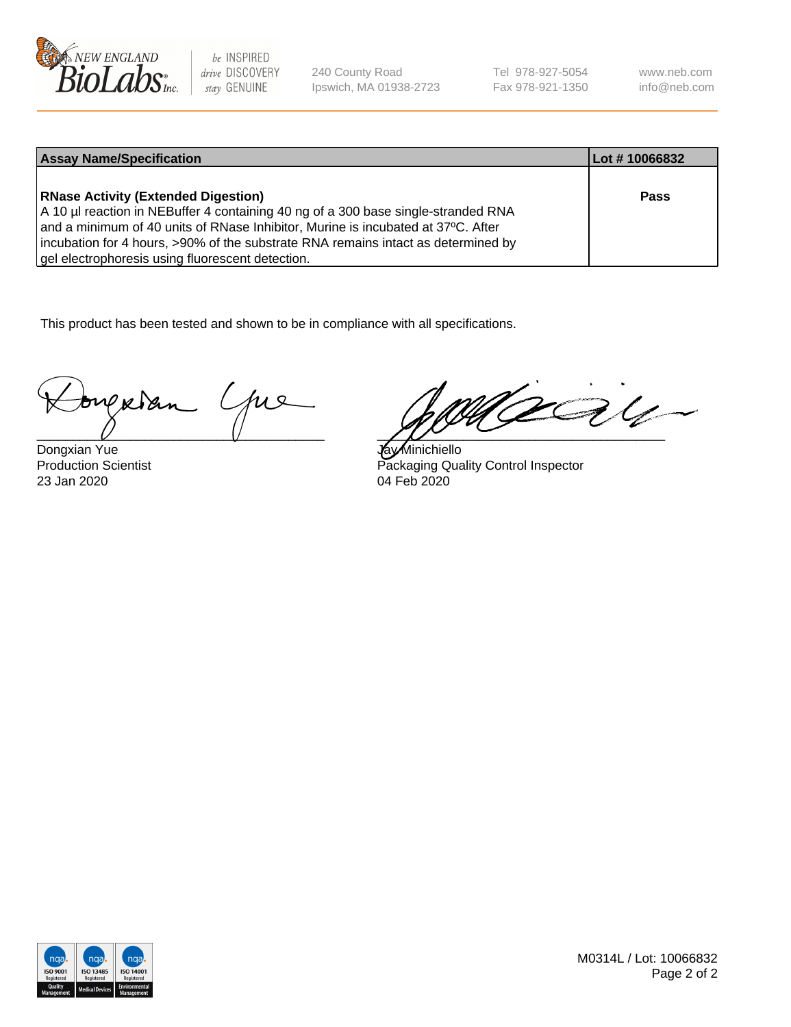| Assay Name/Specification | Lot # 10066832 |
| --- | --- |
| **RNase Activity (Extended Digestion)**<br>A 10 µl reaction in NEBuffer 4 containing 40 ng of a 300 base single-stranded RNA and a minimum of 40 units of RNase Inhibitor, Murine is incubated at 37ºC. After incubation for 4 hours, >90% of the substrate RNA remains intact as determined by gel electrophoresis using fluorescent detection. | **Pass** |

This product has been tested and shown to be in compliance with all specifications.

Dongxian Yue
Production Scientist
23 Jan 2020

Jay Minichiello
Packaging Quality Control Inspector
04 Feb 2020

M0314L / Lot: 10066832